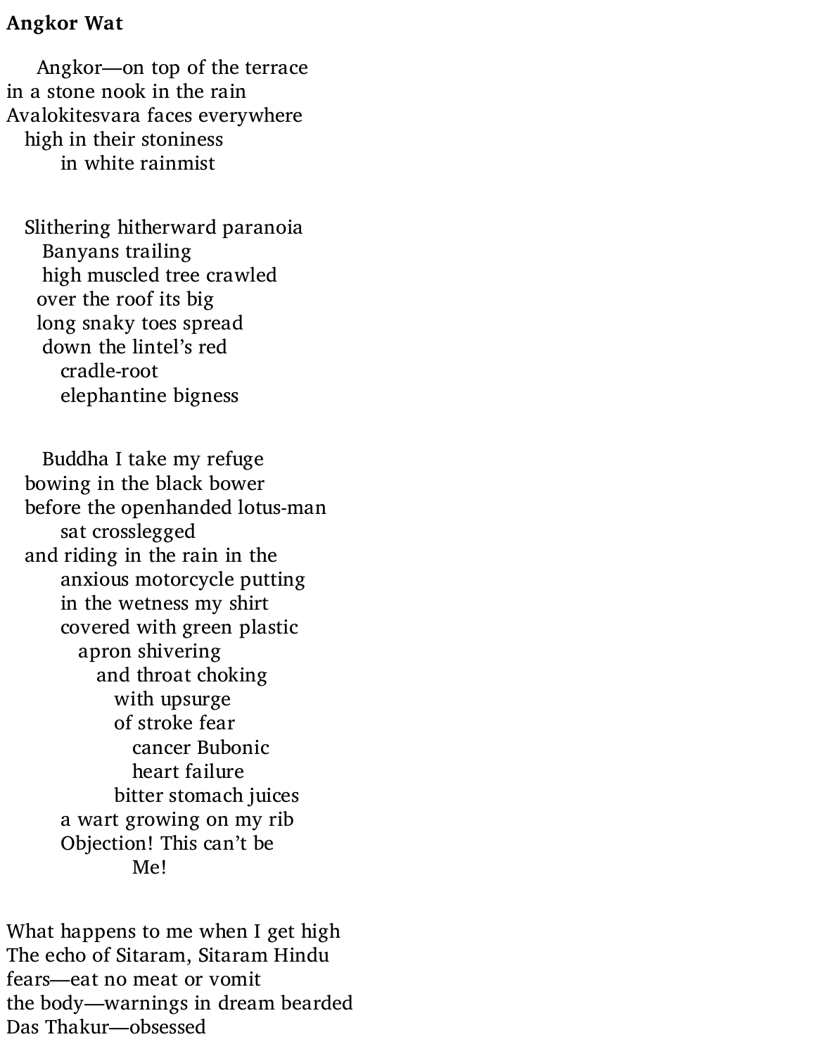**Angkor Wat**

Angkor—on top of the terrace  
in a stone nook in the rain  
Avalokitesvara faces everywhere  
high in their stoniness  
in white rainmist

Slithering hitherward paranoia  
Banyans trailing  
high muscled tree crawled  
over the roof its big  
long snaky toes spread  
down the lintel's red  
cradle-root  
elephantine bigness

Buddha I take my refuge  
bowing in the black bower  
before the openhanded lotus-man  
sat crosslegged  
and riding in the rain in the  
anxious motorcycle putting  
in the wetness my shirt  
covered with green plastic  
apron shivering  
and throat choking  
with upsurge  
of stroke fear  
cancer Bubonic  
heart failure  
bitter stomach juices  
a wart growing on my rib  
Objection! This can't be  
Me!

What happens to me when I get high  
The echo of Sitaram, Sitaram Hindu  
fears—eat no meat or vomit  
the body—warnings in dream bearded  
Das Thakur—obsessed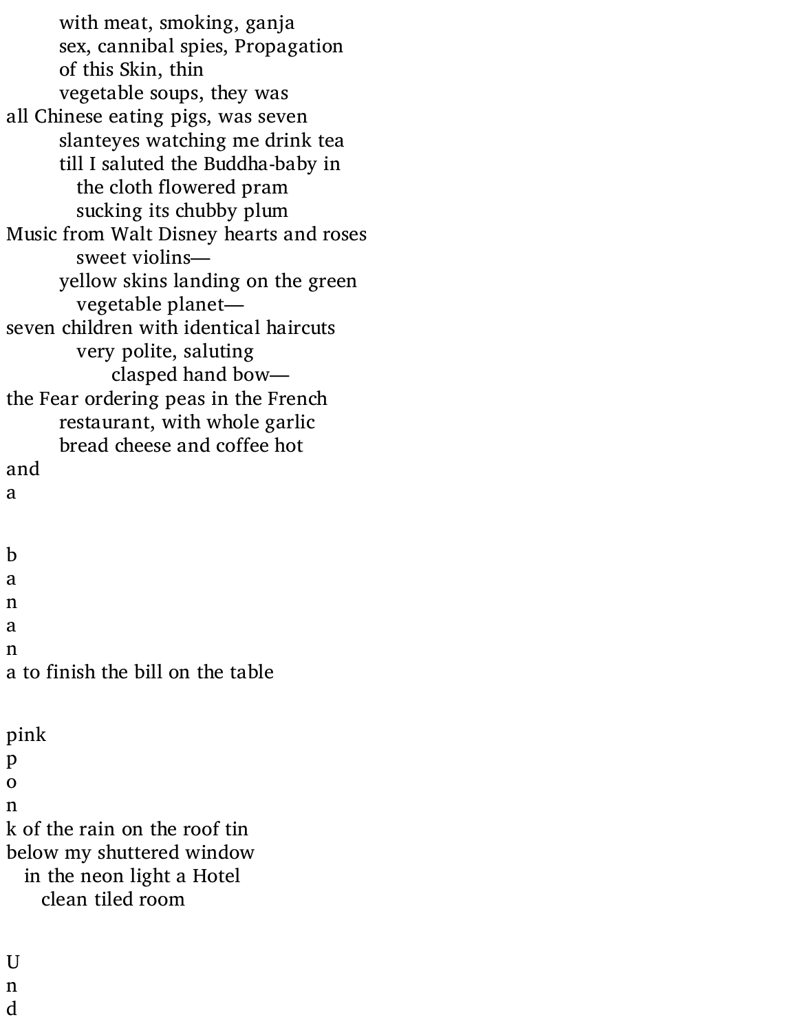with meat, smoking, ganja
sex, cannibal spies, Propagation
of this Skin, thin
vegetable soups, they was
all Chinese eating pigs, was seven
slanteyes watching me drink tea
till I saluted the Buddha-baby in
the cloth flowered pram
sucking its chubby plum
Music from Walt Disney hearts and roses
sweet violins—
yellow skins landing on the green
vegetable planet—
seven children with identical haircuts
very polite, saluting
clasped hand bow—
the Fear ordering peas in the French
restaurant, with whole garlic
bread cheese and coffee hot
and
a

b
a
n
a
n
a to finish the bill on the table

pink
p
o
n
k of the rain on the roof tin
below my shuttered window
in the neon light a Hotel
clean tiled room

U
n
d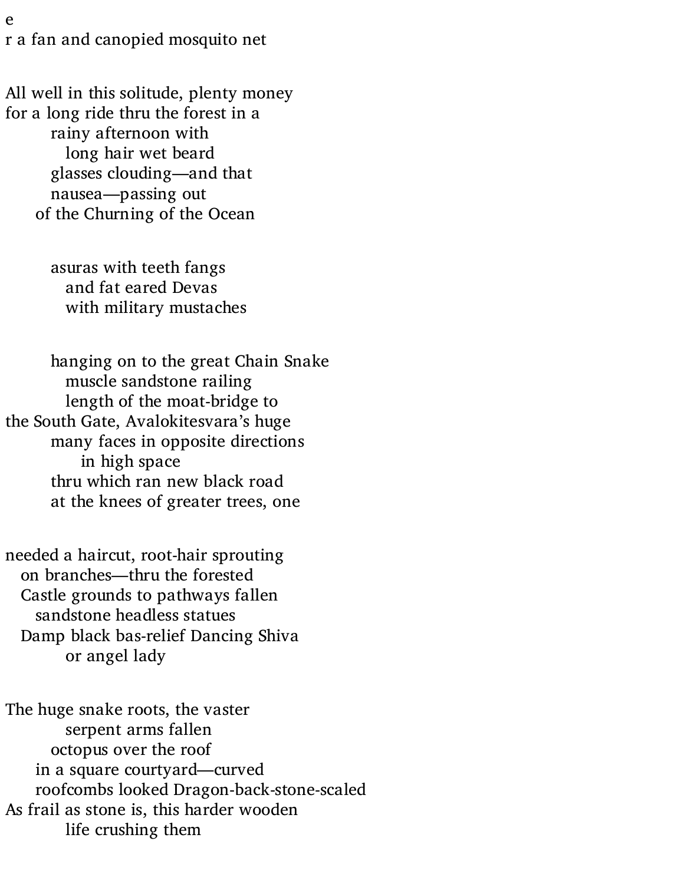e
r a fan and canopied mosquito net

All well in this solitude, plenty money
for a long ride thru the forest in a
        rainy afternoon with
            long hair wet beard
        glasses clouding—and that
        nausea—passing out
    of the Churning of the Ocean

        asuras with teeth fangs
            and fat eared Devas
            with military mustaches

        hanging on to the great Chain Snake
            muscle sandstone railing
            length of the moat-bridge to
the South Gate, Avalokitesvara's huge
        many faces in opposite directions
                in high space
        thru which ran new black road
        at the knees of greater trees, one

needed a haircut, root-hair sprouting
    on branches—thru the forested
    Castle grounds to pathways fallen
        sandstone headless statues
    Damp black bas-relief Dancing Shiva
            or angel lady

The huge snake roots, the vaster
            serpent arms fallen
        octopus over the roof
    in a square courtyard—curved
    roofcombs looked Dragon-back-stone-scaled
As frail as stone is, this harder wooden
            life crushing them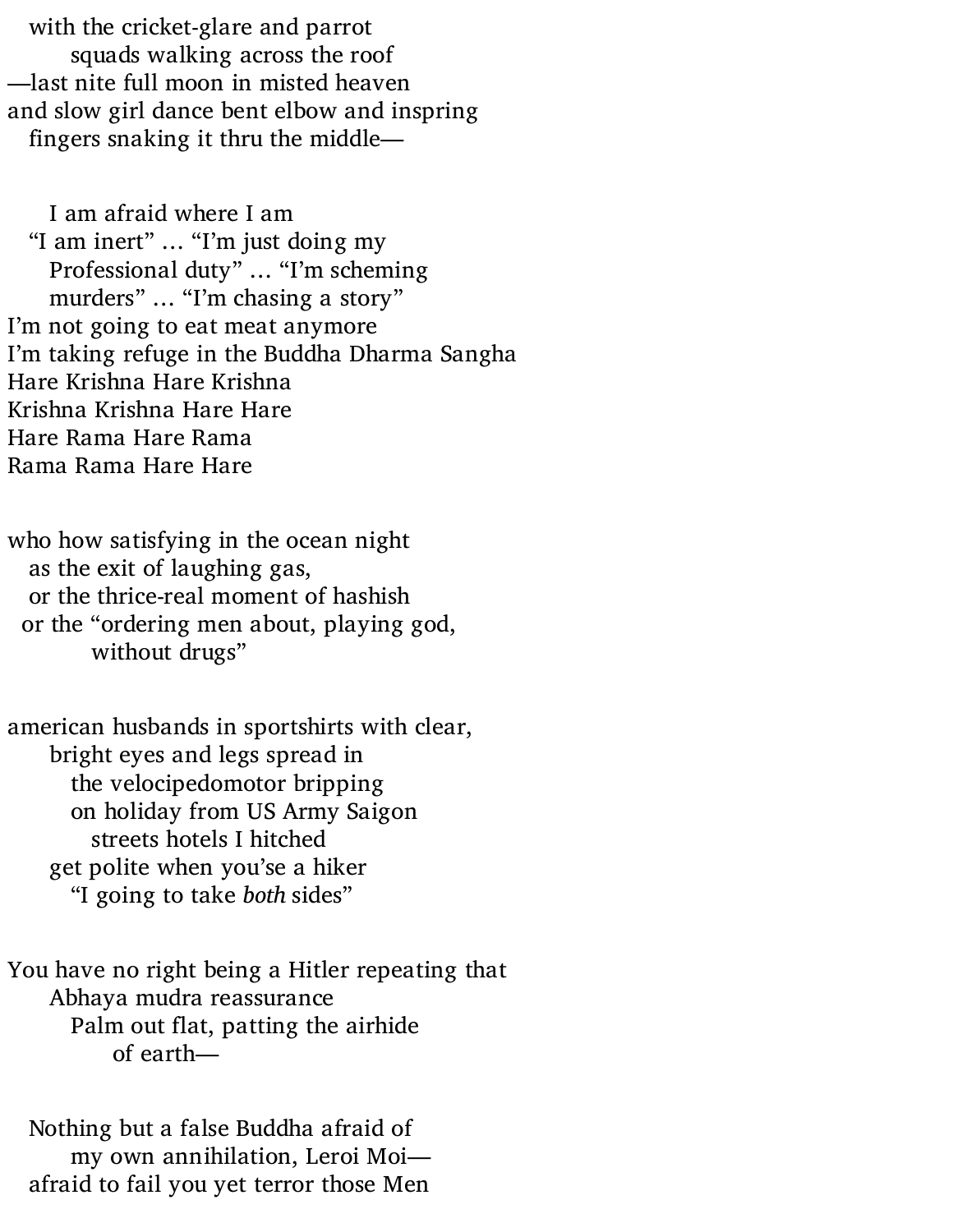with the cricket-glare and parrot  
squads walking across the roof  
—last nite full moon in misted heaven  
and slow girl dance bent elbow and inspring  
fingers snaking it thru the middle—

I am afraid where I am  
"I am inert" … "I'm just doing my  
Professional duty" … "I'm scheming  
murders" … "I'm chasing a story"  
I'm not going to eat meat anymore  
I'm taking refuge in the Buddha Dharma Sangha  
Hare Krishna Hare Krishna  
Krishna Krishna Hare Hare  
Hare Rama Hare Rama  
Rama Rama Hare Hare

who how satisfying in the ocean night  
as the exit of laughing gas,  
or the thrice-real moment of hashish  
or the "ordering men about, playing god,  
without drugs"

american husbands in sportshirts with clear,  
bright eyes and legs spread in  
the velocipedomotor bripping  
on holiday from US Army Saigon  
streets hotels I hitched  
get polite when you'se a hiker  
"I going to take *both* sides"

You have no right being a Hitler repeating that  
Abhaya mudra reassurance  
Palm out flat, patting the airhide  
of earth—

Nothing but a false Buddha afraid of  
my own annihilation, Leroi Moi—  
afraid to fail you yet terror those Men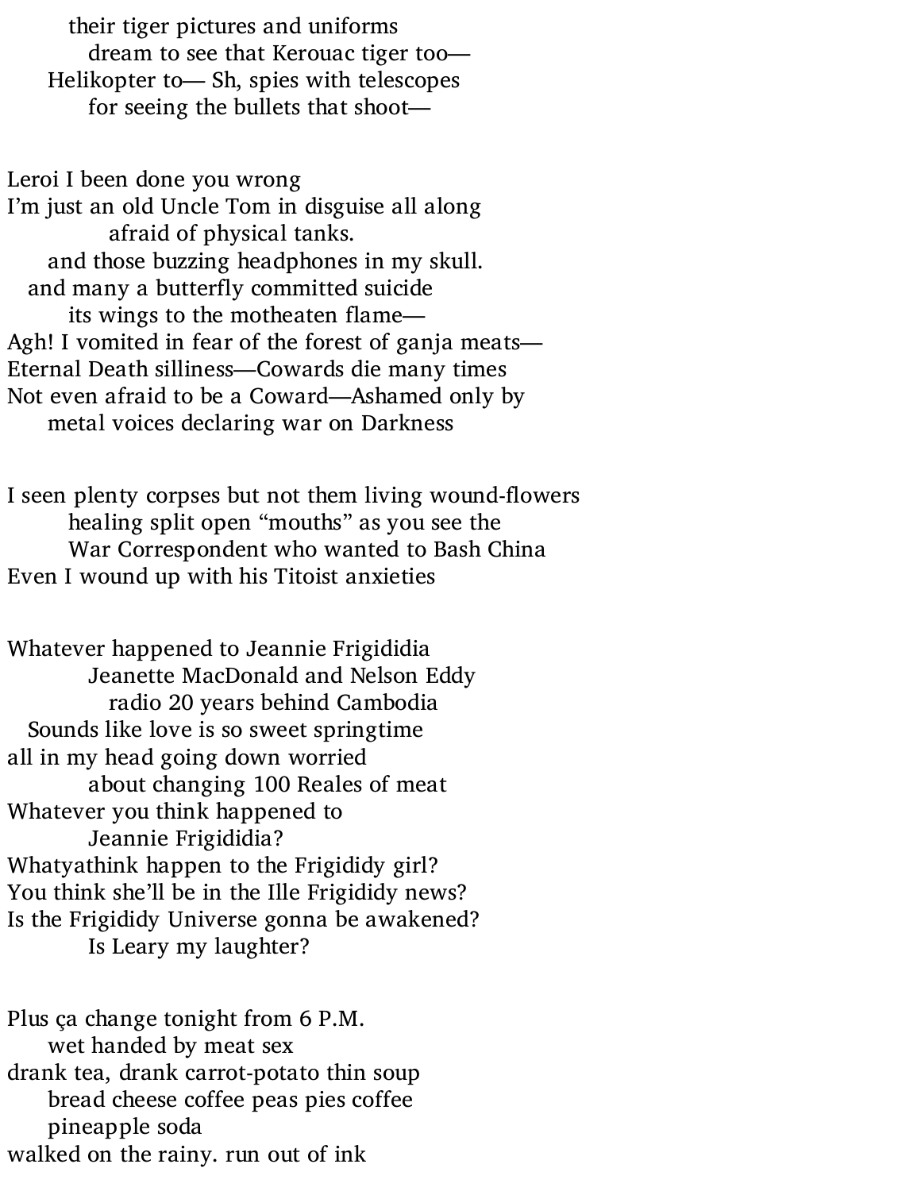their tiger pictures and uniforms
dream to see that Kerouac tiger too—
Helikopter to— Sh, spies with telescopes
for seeing the bullets that shoot—

Leroi I been done you wrong
I'm just an old Uncle Tom in disguise all along
afraid of physical tanks.
and those buzzing headphones in my skull.
and many a butterfly committed suicide
its wings to the motheaten flame—
Agh! I vomited in fear of the forest of ganja meats—
Eternal Death silliness—Cowards die many times
Not even afraid to be a Coward—Ashamed only by
metal voices declaring war on Darkness

I seen plenty corpses but not them living wound-flowers
healing split open "mouths" as you see the
War Correspondent who wanted to Bash China
Even I wound up with his Titoist anxieties

Whatever happened to Jeannie Frigididia
Jeanette MacDonald and Nelson Eddy
radio 20 years behind Cambodia
Sounds like love is so sweet springtime
all in my head going down worried
about changing 100 Reales of meat
Whatever you think happened to
Jeannie Frigididia?
Whatyathink happen to the Frigididy girl?
You think she'll be in the Ille Frigididy news?
Is the Frigididy Universe gonna be awakened?
Is Leary my laughter?

Plus ça change tonight from 6 P.M.
wet handed by meat sex
drank tea, drank carrot-potato thin soup
bread cheese coffee peas pies coffee
pineapple soda
walked on the rainy. run out of ink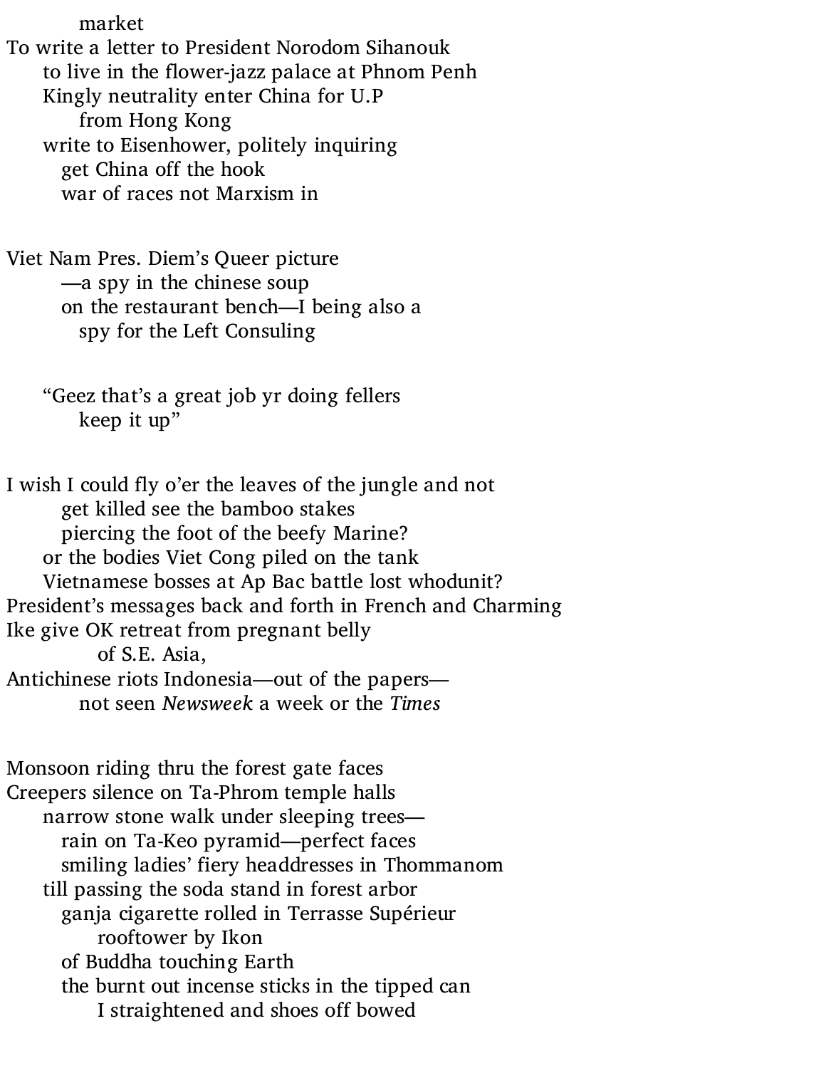market
To write a letter to President Norodom Sihanouk
to live in the flower-jazz palace at Phnom Penh
Kingly neutrality enter China for U.P
from Hong Kong
write to Eisenhower, politely inquiring
get China off the hook
war of races not Marxism in

Viet Nam Pres. Diem's Queer picture
—a spy in the chinese soup
on the restaurant bench—I being also a
spy for the Left Consuling

"Geez that's a great job yr doing fellers
keep it up"

I wish I could fly o'er the leaves of the jungle and not
get killed see the bamboo stakes
piercing the foot of the beefy Marine?
or the bodies Viet Cong piled on the tank
Vietnamese bosses at Ap Bac battle lost whodunit?
President's messages back and forth in French and Charming
Ike give OK retreat from pregnant belly
of S.E. Asia,
Antichinese riots Indonesia—out of the papers—
not seen *Newsweek* a week or the *Times*

Monsoon riding thru the forest gate faces
Creepers silence on Ta-Phrom temple halls
narrow stone walk under sleeping trees—
rain on Ta-Keo pyramid—perfect faces
smiling ladies' fiery headdresses in Thommanom
till passing the soda stand in forest arbor
ganja cigarette rolled in Terrasse Supérieur
rooftower by Ikon
of Buddha touching Earth
the burnt out incense sticks in the tipped can
I straightened and shoes off bowed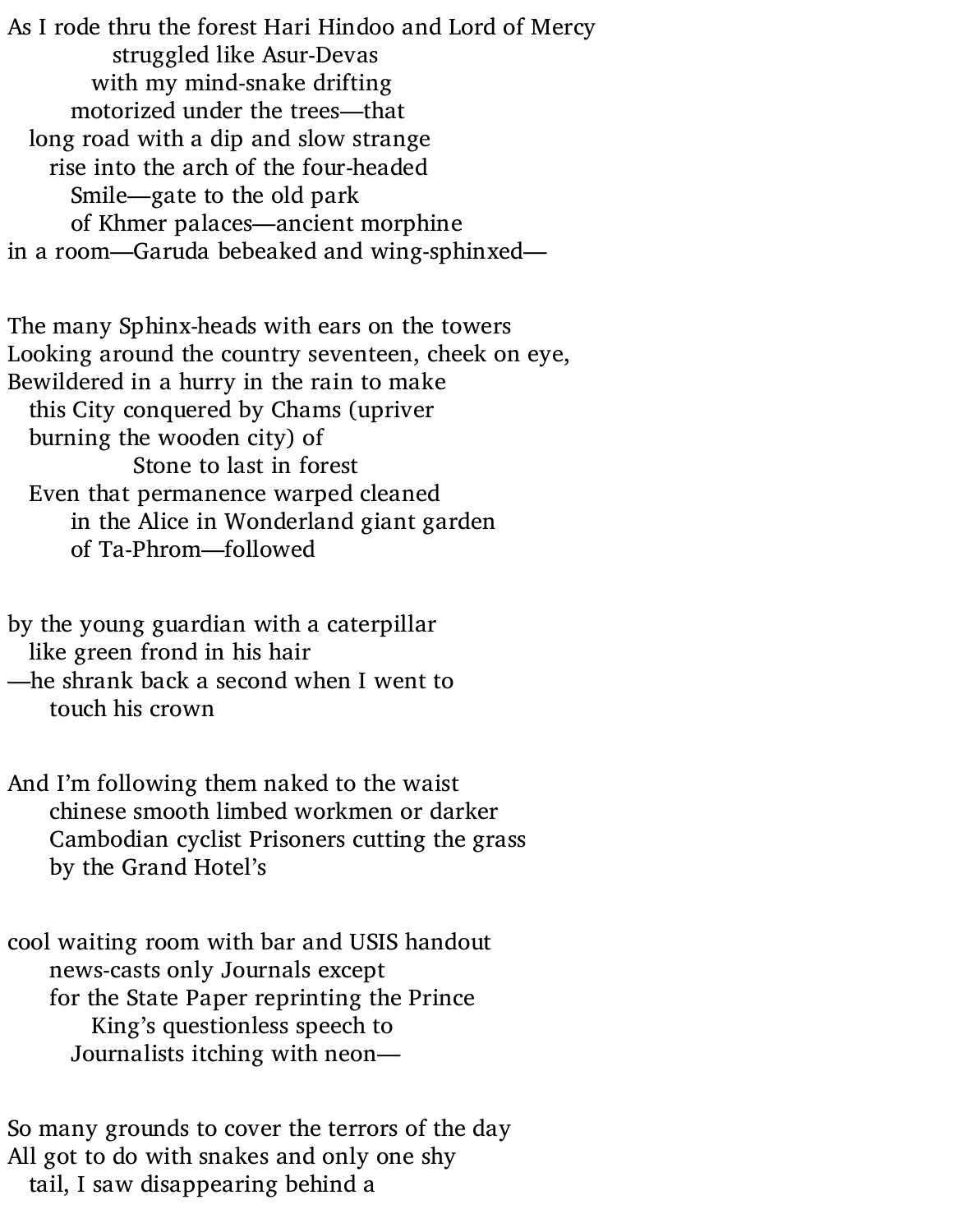As I rode thru the forest Hari Hindoo and Lord of Mercy
struggled like Asur-Devas
with my mind-snake drifting
motorized under the trees—that
long road with a dip and slow strange
rise into the arch of the four-headed
Smile—gate to the old park
of Khmer palaces—ancient morphine
in a room—Garuda bebeaked and wing-sphinxed—

The many Sphinx-heads with ears on the towers
Looking around the country seventeen, cheek on eye,
Bewildered in a hurry in the rain to make
this City conquered by Chams (upriver
burning the wooden city) of
Stone to last in forest
Even that permanence warped cleaned
in the Alice in Wonderland giant garden
of Ta-Phrom—followed

by the young guardian with a caterpillar
like green frond in his hair
—he shrank back a second when I went to
touch his crown

And I'm following them naked to the waist
chinese smooth limbed workmen or darker
Cambodian cyclist Prisoners cutting the grass
by the Grand Hotel's

cool waiting room with bar and USIS handout
news-casts only Journals except
for the State Paper reprinting the Prince
King's questionless speech to
Journalists itching with neon—

So many grounds to cover the terrors of the day
All got to do with snakes and only one shy
tail, I saw disappearing behind a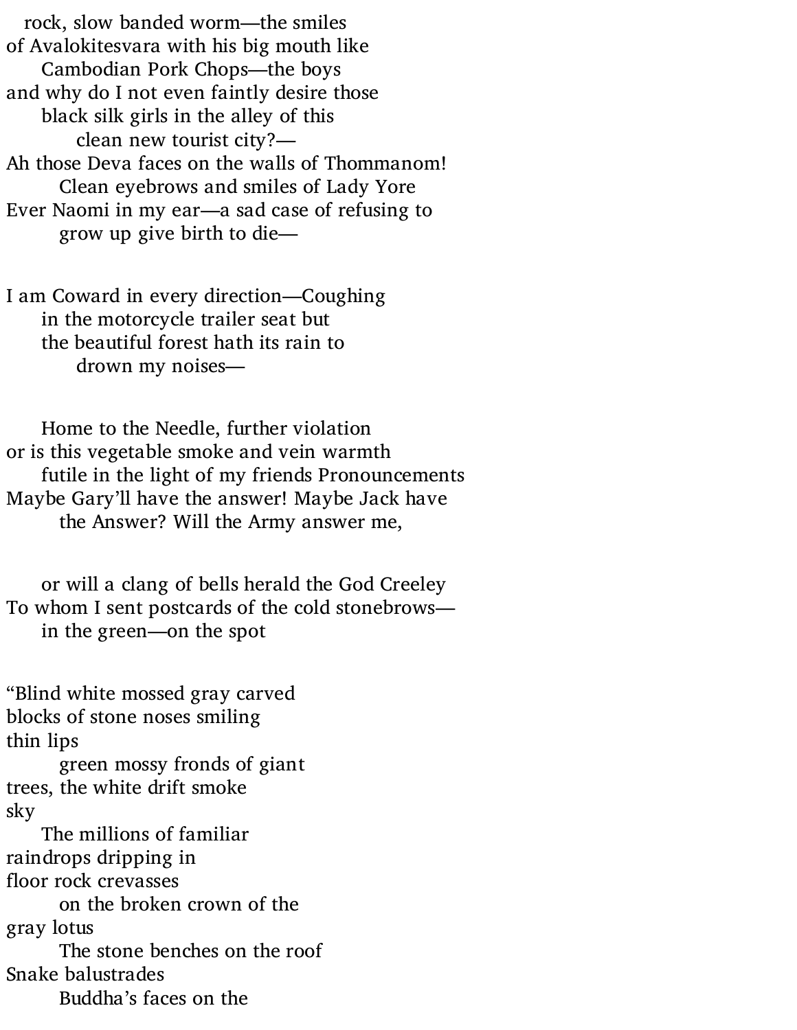rock, slow banded worm—the smiles
of Avalokitesvara with his big mouth like
Cambodian Pork Chops—the boys
and why do I not even faintly desire those
black silk girls in the alley of this
clean new tourist city?—
Ah those Deva faces on the walls of Thommanom!
Clean eyebrows and smiles of Lady Yore
Ever Naomi in my ear—a sad case of refusing to
grow up give birth to die—

I am Coward in every direction—Coughing
in the motorcycle trailer seat but
the beautiful forest hath its rain to
drown my noises—

Home to the Needle, further violation
or is this vegetable smoke and vein warmth
futile in the light of my friends Pronouncements
Maybe Gary'll have the answer! Maybe Jack have
the Answer? Will the Army answer me,

or will a clang of bells herald the God Creeley
To whom I sent postcards of the cold stonebrows—
in the green—on the spot

"Blind white mossed gray carved
blocks of stone noses smiling
thin lips
green mossy fronds of giant
trees, the white drift smoke
sky
The millions of familiar
raindrops dripping in
floor rock crevasses
on the broken crown of the
gray lotus
The stone benches on the roof
Snake balustrades
Buddha's faces on the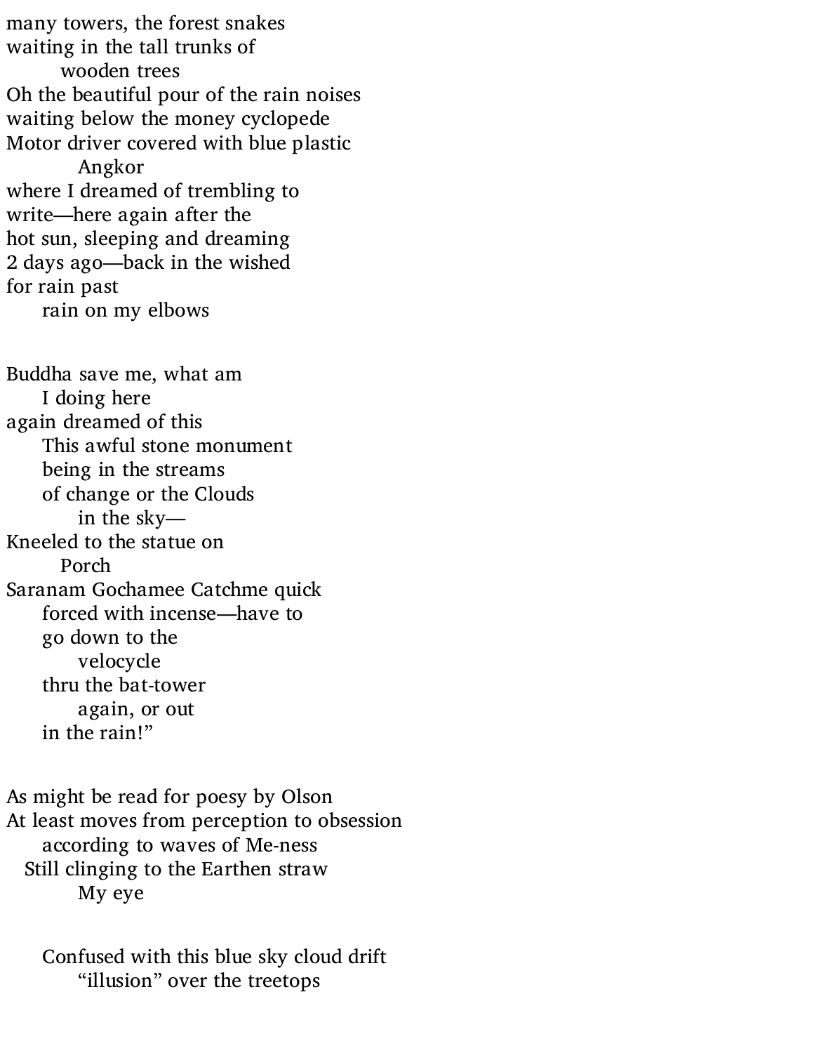many towers, the forest snakes
waiting in the tall trunks of
        wooden trees
Oh the beautiful pour of the rain noises
waiting below the money cyclopede
Motor driver covered with blue plastic
          Angkor
where I dreamed of trembling to
write—here again after the
hot sun, sleeping and dreaming
2 days ago—back in the wished
for rain past
     rain on my elbows

Buddha save me, what am
     I doing here
again dreamed of this
     This awful stone monument
     being in the streams
     of change or the Clouds
          in the sky—
Kneeled to the statue on
        Porch
Saranam Gochamee Catchme quick
     forced with incense—have to
     go down to the
          velocycle
     thru the bat-tower
          again, or out
     in the rain!"

As might be read for poesy by Olson
At least moves from perception to obsession
     according to waves of Me-ness
  Still clinging to the Earthen straw
          My eye

     Confused with this blue sky cloud drift
          "illusion" over the treetops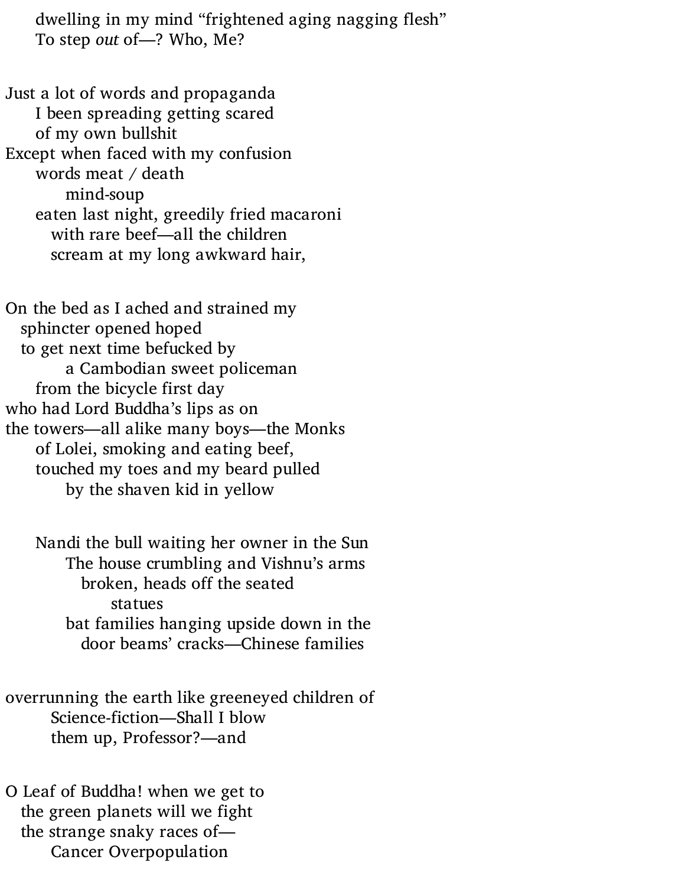dwelling in my mind “frightened aging nagging flesh”
To step *out* of—? Who, Me?

Just a lot of words and propaganda
I been spreading getting scared
of my own bullshit
Except when faced with my confusion
words meat / death
mind-soup
eaten last night, greedily fried macaroni
with rare beef—all the children
scream at my long awkward hair,

On the bed as I ached and strained my
sphincter opened hoped
to get next time befucked by
a Cambodian sweet policeman
from the bicycle first day
who had Lord Buddha’s lips as on
the towers—all alike many boys—the Monks
of Lolei, smoking and eating beef,
touched my toes and my beard pulled
by the shaven kid in yellow

Nandi the bull waiting her owner in the Sun
The house crumbling and Vishnu’s arms
broken, heads off the seated
statues
bat families hanging upside down in the
door beams’ cracks—Chinese families

overrunning the earth like greeneyed children of
Science-fiction—Shall I blow
them up, Professor?—and

O Leaf of Buddha! when we get to
the green planets will we fight
the strange snaky races of—
Cancer Overpopulation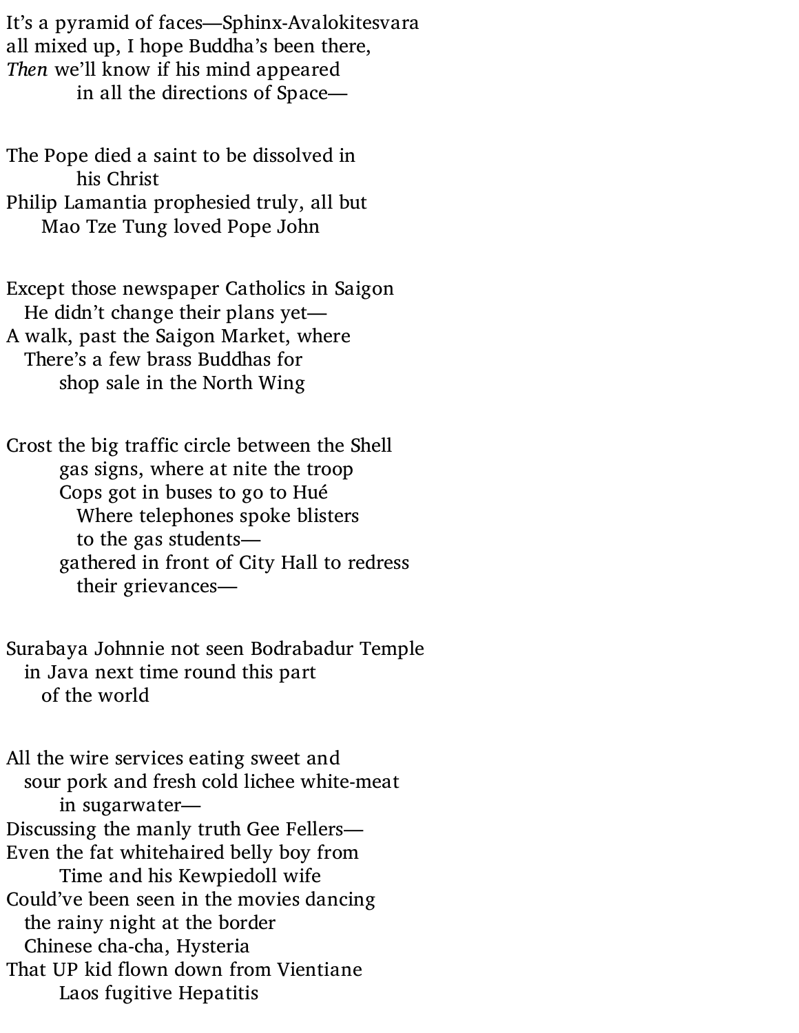It's a pyramid of faces—Sphinx-Avalokitesvara
all mixed up, I hope Buddha's been there,
*Then* we'll know if his mind appeared
&nbsp;&nbsp;&nbsp;&nbsp;&nbsp;&nbsp;&nbsp;&nbsp;&nbsp;&nbsp;&nbsp;&nbsp;in all the directions of Space—

The Pope died a saint to be dissolved in
&nbsp;&nbsp;&nbsp;&nbsp;&nbsp;&nbsp;&nbsp;&nbsp;&nbsp;&nbsp;&nbsp;&nbsp;his Christ
Philip Lamantia prophesied truly, all but
&nbsp;&nbsp;&nbsp;&nbsp;&nbsp;&nbsp;Mao Tze Tung loved Pope John

Except those newspaper Catholics in Saigon
&nbsp;&nbsp;&nbsp;He didn't change their plans yet—
A walk, past the Saigon Market, where
&nbsp;&nbsp;&nbsp;There's a few brass Buddhas for
&nbsp;&nbsp;&nbsp;&nbsp;&nbsp;&nbsp;&nbsp;&nbsp;&nbsp;shop sale in the North Wing

Crost the big traffic circle between the Shell
&nbsp;&nbsp;&nbsp;&nbsp;&nbsp;&nbsp;&nbsp;&nbsp;&nbsp;gas signs, where at nite the troop
&nbsp;&nbsp;&nbsp;&nbsp;&nbsp;&nbsp;&nbsp;&nbsp;&nbsp;Cops got in buses to go to Hué
&nbsp;&nbsp;&nbsp;&nbsp;&nbsp;&nbsp;&nbsp;&nbsp;&nbsp;&nbsp;&nbsp;&nbsp;Where telephones spoke blisters
&nbsp;&nbsp;&nbsp;&nbsp;&nbsp;&nbsp;&nbsp;&nbsp;&nbsp;&nbsp;&nbsp;&nbsp;to the gas students—
&nbsp;&nbsp;&nbsp;&nbsp;&nbsp;&nbsp;&nbsp;&nbsp;&nbsp;gathered in front of City Hall to redress
&nbsp;&nbsp;&nbsp;&nbsp;&nbsp;&nbsp;&nbsp;&nbsp;&nbsp;&nbsp;&nbsp;&nbsp;their grievances—

Surabaya Johnnie not seen Bodrabadur Temple
&nbsp;&nbsp;&nbsp;in Java next time round this part
&nbsp;&nbsp;&nbsp;&nbsp;&nbsp;&nbsp;of the world

All the wire services eating sweet and
&nbsp;&nbsp;&nbsp;sour pork and fresh cold lichee white-meat
&nbsp;&nbsp;&nbsp;&nbsp;&nbsp;&nbsp;&nbsp;&nbsp;&nbsp;in sugarwater—
Discussing the manly truth Gee Fellers—
Even the fat whitehaired belly boy from
&nbsp;&nbsp;&nbsp;&nbsp;&nbsp;&nbsp;&nbsp;&nbsp;&nbsp;Time and his Kewpiedoll wife
Could've been seen in the movies dancing
&nbsp;&nbsp;&nbsp;the rainy night at the border
&nbsp;&nbsp;&nbsp;Chinese cha-cha, Hysteria
That UP kid flown down from Vientiane
&nbsp;&nbsp;&nbsp;&nbsp;&nbsp;&nbsp;&nbsp;&nbsp;&nbsp;Laos fugitive Hepatitis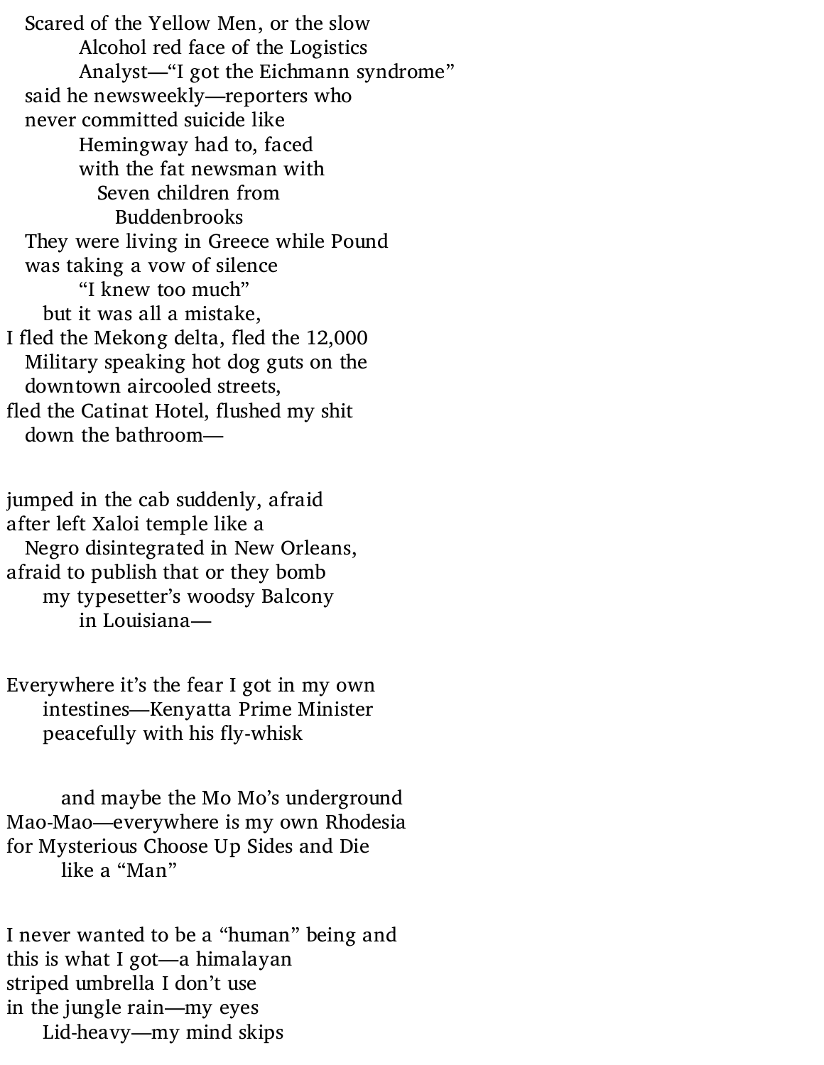Scared of the Yellow Men, or the slow
        Alcohol red face of the Logistics
        Analyst—"I got the Eichmann syndrome"
    said he newsweekly—reporters who
    never committed suicide like
        Hemingway had to, faced
        with the fat newsman with
            Seven children from
                Buddenbrooks
    They were living in Greece while Pound
    was taking a vow of silence
        "I knew too much"
    but it was all a mistake,
I fled the Mekong delta, fled the 12,000
    Military speaking hot dog guts on the
    downtown aircooled streets,
fled the Catinat Hotel, flushed my shit
    down the bathroom—

jumped in the cab suddenly, afraid
after left Xaloi temple like a
    Negro disintegrated in New Orleans,
afraid to publish that or they bomb
    my typesetter's woodsy Balcony
        in Louisiana—

Everywhere it's the fear I got in my own
    intestines—Kenyatta Prime Minister
    peacefully with his fly-whisk

    and maybe the Mo Mo's underground
Mao-Mao—everywhere is my own Rhodesia
for Mysterious Choose Up Sides and Die
    like a "Man"

I never wanted to be a "human" being and
this is what I got—a himalayan
striped umbrella I don't use
in the jungle rain—my eyes
    Lid-heavy—my mind skips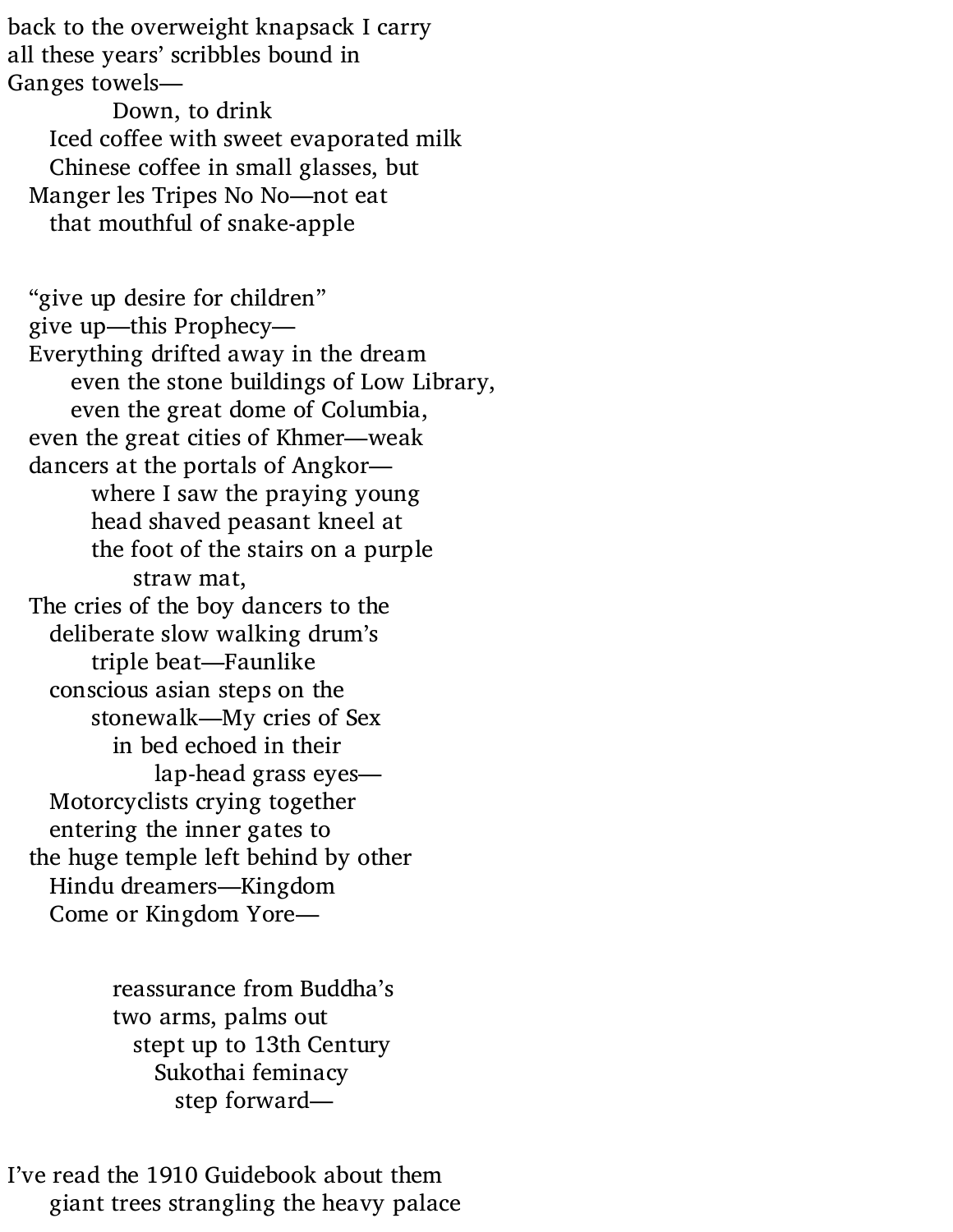back to the overweight knapsack I carry  
all these years' scribbles bound in  
Ganges towels—  
&nbsp;&nbsp;&nbsp;&nbsp;&nbsp;&nbsp;&nbsp;&nbsp;&nbsp;&nbsp;&nbsp;&nbsp;Down, to drink  
&nbsp;&nbsp;&nbsp;&nbsp;Iced coffee with sweet evaporated milk  
&nbsp;&nbsp;&nbsp;&nbsp;Chinese coffee in small glasses, but  
&nbsp;&nbsp;Manger les Tripes No No—not eat  
&nbsp;&nbsp;&nbsp;&nbsp;that mouthful of snake-apple

&nbsp;&nbsp;"give up desire for children"  
&nbsp;&nbsp;give up—this Prophecy—  
&nbsp;&nbsp;Everything drifted away in the dream  
&nbsp;&nbsp;&nbsp;&nbsp;&nbsp;&nbsp;even the stone buildings of Low Library,  
&nbsp;&nbsp;&nbsp;&nbsp;&nbsp;&nbsp;even the great dome of Columbia,  
&nbsp;&nbsp;even the great cities of Khmer—weak  
&nbsp;&nbsp;dancers at the portals of Angkor—  
&nbsp;&nbsp;&nbsp;&nbsp;&nbsp;&nbsp;&nbsp;&nbsp;where I saw the praying young  
&nbsp;&nbsp;&nbsp;&nbsp;&nbsp;&nbsp;&nbsp;&nbsp;head shaved peasant kneel at  
&nbsp;&nbsp;&nbsp;&nbsp;&nbsp;&nbsp;&nbsp;&nbsp;the foot of the stairs on a purple  
&nbsp;&nbsp;&nbsp;&nbsp;&nbsp;&nbsp;&nbsp;&nbsp;&nbsp;&nbsp;&nbsp;&nbsp;straw mat,  
&nbsp;&nbsp;The cries of the boy dancers to the  
&nbsp;&nbsp;&nbsp;&nbsp;deliberate slow walking drum's  
&nbsp;&nbsp;&nbsp;&nbsp;&nbsp;&nbsp;&nbsp;&nbsp;triple beat—Faunlike  
&nbsp;&nbsp;&nbsp;&nbsp;conscious asian steps on the  
&nbsp;&nbsp;&nbsp;&nbsp;&nbsp;&nbsp;&nbsp;&nbsp;stonewalk—My cries of Sex  
&nbsp;&nbsp;&nbsp;&nbsp;&nbsp;&nbsp;&nbsp;&nbsp;&nbsp;&nbsp;in bed echoed in their  
&nbsp;&nbsp;&nbsp;&nbsp;&nbsp;&nbsp;&nbsp;&nbsp;&nbsp;&nbsp;&nbsp;&nbsp;&nbsp;&nbsp;lap-head grass eyes—  
&nbsp;&nbsp;&nbsp;&nbsp;Motorcyclists crying together  
&nbsp;&nbsp;&nbsp;&nbsp;entering the inner gates to  
&nbsp;&nbsp;the huge temple left behind by other  
&nbsp;&nbsp;&nbsp;&nbsp;Hindu dreamers—Kingdom  
&nbsp;&nbsp;&nbsp;&nbsp;Come or Kingdom Yore—

&nbsp;&nbsp;&nbsp;&nbsp;&nbsp;&nbsp;&nbsp;&nbsp;&nbsp;&nbsp;reassurance from Buddha's  
&nbsp;&nbsp;&nbsp;&nbsp;&nbsp;&nbsp;&nbsp;&nbsp;&nbsp;&nbsp;two arms, palms out  
&nbsp;&nbsp;&nbsp;&nbsp;&nbsp;&nbsp;&nbsp;&nbsp;&nbsp;&nbsp;&nbsp;&nbsp;stept up to 13th Century  
&nbsp;&nbsp;&nbsp;&nbsp;&nbsp;&nbsp;&nbsp;&nbsp;&nbsp;&nbsp;&nbsp;&nbsp;&nbsp;&nbsp;Sukothai feminacy  
&nbsp;&nbsp;&nbsp;&nbsp;&nbsp;&nbsp;&nbsp;&nbsp;&nbsp;&nbsp;&nbsp;&nbsp;&nbsp;&nbsp;&nbsp;&nbsp;step forward—

I've read the 1910 Guidebook about them  
&nbsp;&nbsp;&nbsp;&nbsp;giant trees strangling the heavy palace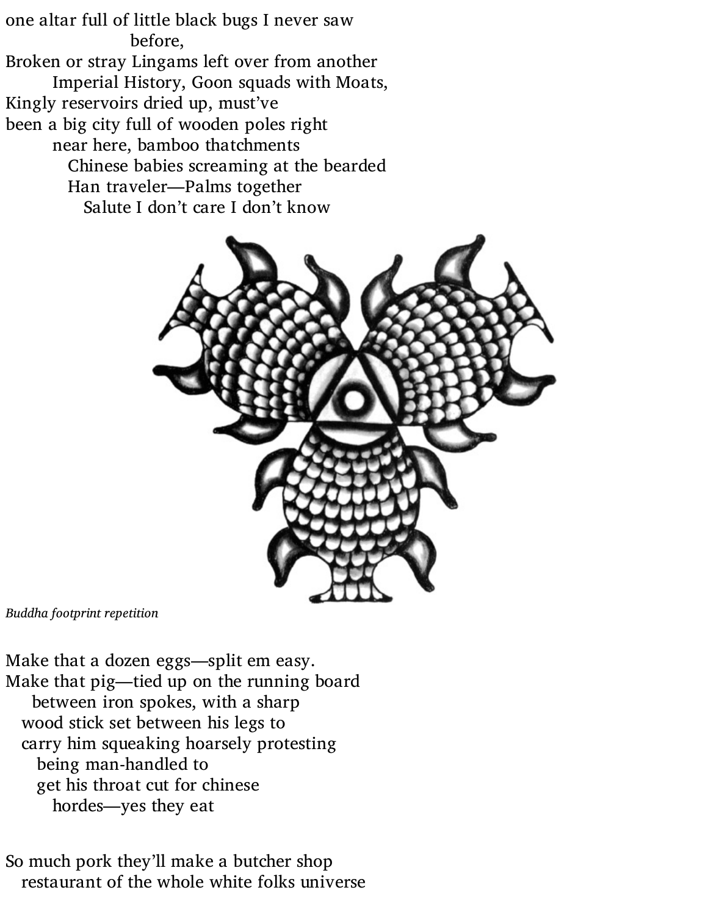one altar full of little black bugs I never saw
before,
Broken or stray Lingams left over from another
Imperial History, Goon squads with Moats,
Kingly reservoirs dried up, must've
been a big city full of wooden poles right
near here, bamboo thatchments
Chinese babies screaming at the bearded
Han traveler—Palms together
Salute I don't care I don't know

*Buddha footprint repetition*

Make that a dozen eggs—split em easy.
Make that pig—tied up on the running board
between iron spokes, with a sharp
wood stick set between his legs to
carry him squeaking hoarsely protesting
being man-handled to
get his throat cut for chinese
hordes—yes they eat

So much pork they'll make a butcher shop
restaurant of the whole white folks universe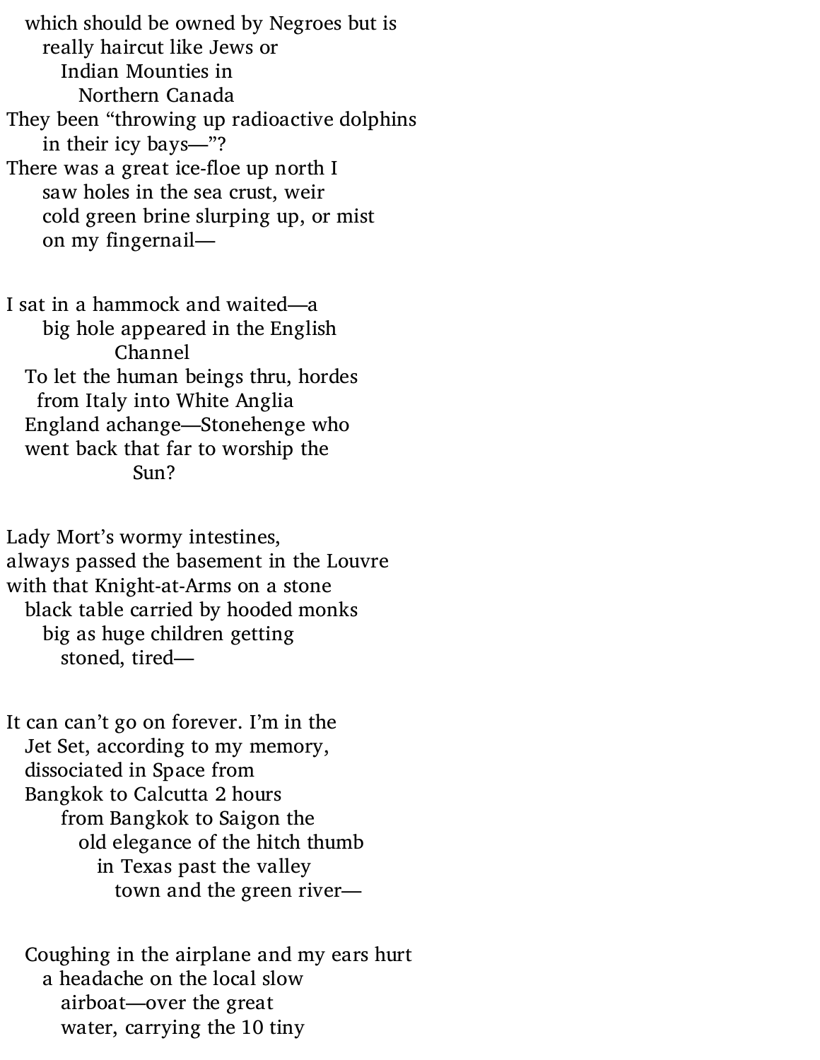which should be owned by Negroes but is
really haircut like Jews or
Indian Mounties in
Northern Canada
They been “throwing up radioactive dolphins
in their icy bays—”?
There was a great ice-floe up north I
saw holes in the sea crust, weir
cold green brine slurping up, or mist
on my fingernail—

I sat in a hammock and waited—a
big hole appeared in the English
Channel
To let the human beings thru, hordes
from Italy into White Anglia
England achange—Stonehenge who
went back that far to worship the
Sun?

Lady Mort’s wormy intestines,
always passed the basement in the Louvre
with that Knight-at-Arms on a stone
black table carried by hooded monks
big as huge children getting
stoned, tired—

It can can’t go on forever. I’m in the
Jet Set, according to my memory,
dissociated in Space from
Bangkok to Calcutta 2 hours
from Bangkok to Saigon the
old elegance of the hitch thumb
in Texas past the valley
town and the green river—

Coughing in the airplane and my ears hurt
a headache on the local slow
airboat—over the great
water, carrying the 10 tiny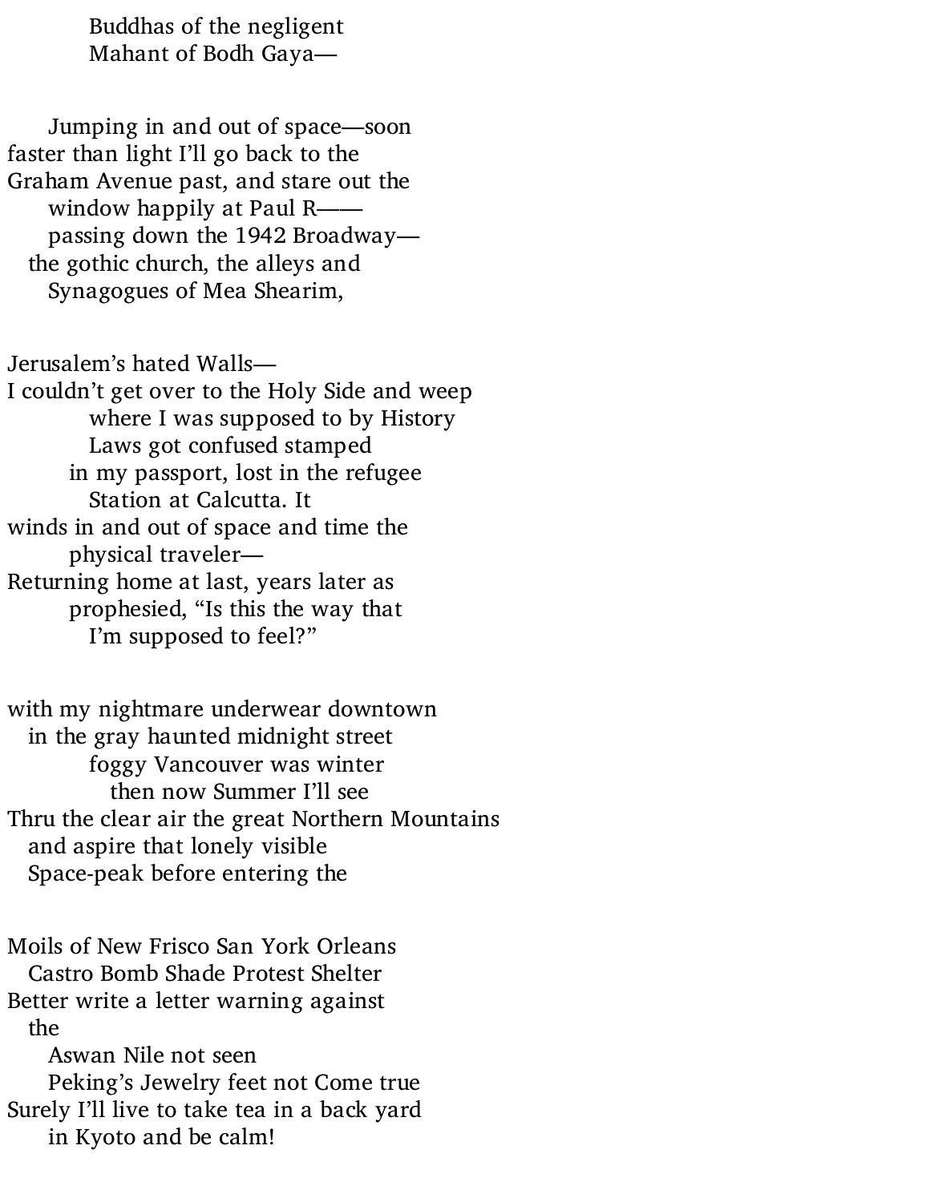Buddhas of the negligent
Mahant of Bodh Gaya—

Jumping in and out of space—soon
faster than light I'll go back to the
Graham Avenue past, and stare out the
window happily at Paul R——
passing down the 1942 Broadway—
the gothic church, the alleys and
Synagogues of Mea Shearim,

Jerusalem's hated Walls—
I couldn't get over to the Holy Side and weep
where I was supposed to by History
Laws got confused stamped
in my passport, lost in the refugee
Station at Calcutta. It
winds in and out of space and time the
physical traveler—
Returning home at last, years later as
prophesied, "Is this the way that
I'm supposed to feel?"

with my nightmare underwear downtown
in the gray haunted midnight street
foggy Vancouver was winter
then now Summer I'll see
Thru the clear air the great Northern Mountains
and aspire that lonely visible
Space-peak before entering the

Moils of New Frisco San York Orleans
Castro Bomb Shade Protest Shelter
Better write a letter warning against
the
Aswan Nile not seen
Peking's Jewelry feet not Come true
Surely I'll live to take tea in a back yard
in Kyoto and be calm!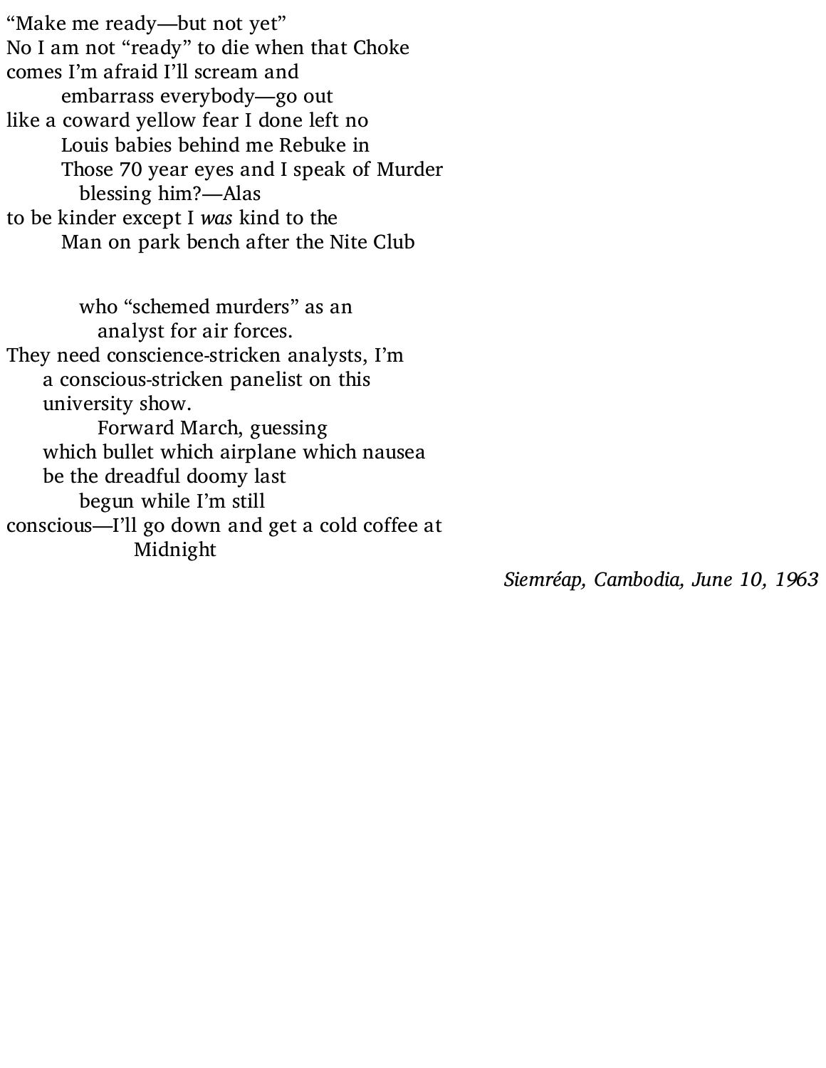"Make me ready—but not yet"  
No I am not "ready" to die when that Choke  
comes I'm afraid I'll scream and  
        embarrass everybody—go out  
like a coward yellow fear I done left no  
        Louis babies behind me Rebuke in  
        Those 70 year eyes and I speak of Murder  
            blessing him?—Alas  
to be kinder except I *was* kind to the  
        Man on park bench after the Nite Club

            who "schemed murders" as an  
                analyst for air forces.  
They need conscience-stricken analysts, I'm  
    a conscious-stricken panelist on this  
    university show.  
                Forward March, guessing  
    which bullet which airplane which nausea  
    be the dreadful doomy last  
            begun while I'm still  
conscious—I'll go down and get a cold coffee at  
                    Midnight

*Siemréap, Cambodia, June 10, 1963*